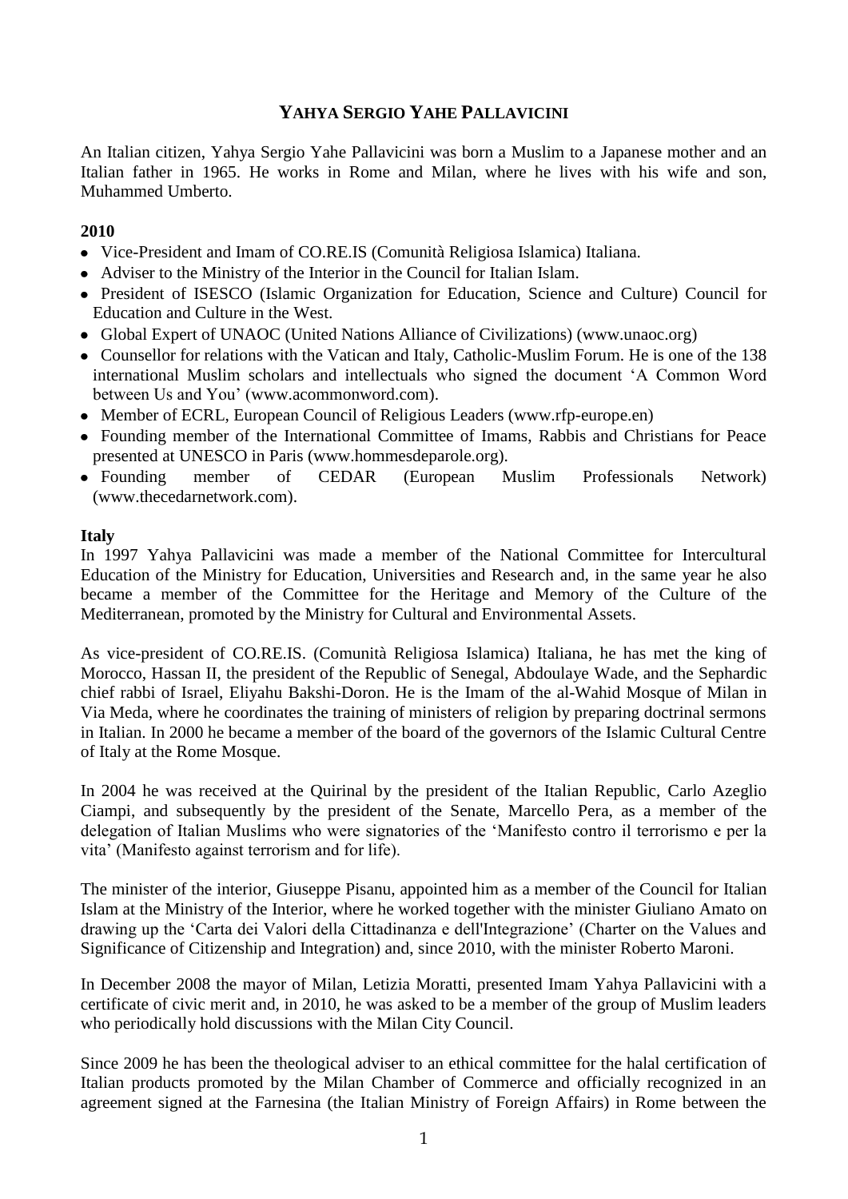# YAHYA SERGIO YAHE PALLAVICINI

An Italian citizen, Yahya Sergio Yahe Pallavicini was born a Muslim to a Japanese mother and an Italian father in 1965. He works in Rome and Milan, where he lives with his wife and son, Muhammed Umberto.

**2010**

- Vice-President and Imam of CO.RE.IS (Comunità Religiosa Islamica) Italiana.
- Adviser to the Ministry of the Interior in the Council for Italian Islam.
- President of ISESCO (Islamic Organization for Education, Science and Culture) Council for Education and Culture in the West.
- Global Expert of UNAOC (United Nations Alliance of Civilizations) (www.unaoc.org)
- Counsellor for relations with the Vatican and Italy, Catholic-Muslim Forum. He is one of the 138 international Muslim scholars and intellectuals who signed the document 'A Common Word between Us and You' (www.acommonword.com).
- Member of ECRL, European Council of Religious Leaders (www.rfp-europe.en)
- Founding member of the International Committee of Imams, Rabbis and Christians for Peace presented at UNESCO in Paris (www.hommesdeparole.org).
- Founding member of CEDAR (European Muslim Professionals Network) (www.thecedarnetwork.com).

**Italy**

In 1997 Yahya Pallavicini was made a member of the National Committee for Intercultural Education of the Ministry for Education, Universities and Research and, in the same year he also became a member of the Committee for the Heritage and Memory of the Culture of the Mediterranean, promoted by the Ministry for Cultural and Environmental Assets.

As vice-president of CO.RE.IS. (Comunità Religiosa Islamica) Italiana, he has met the king of Morocco, Hassan II, the president of the Republic of Senegal, Abdoulaye Wade, and the Sephardic chief rabbi of Israel, Eliyahu Bakshi-Doron. He is the Imam of the al-Wahid Mosque of Milan in Via Meda, where he coordinates the training of ministers of religion by preparing doctrinal sermons in Italian. In 2000 he became a member of the board of the governors of the Islamic Cultural Centre of Italy at the Rome Mosque.

In 2004 he was received at the Quirinal by the president of the Italian Republic, Carlo Azeglio Ciampi, and subsequently by the president of the Senate, Marcello Pera, as a member of the delegation of Italian Muslims who were signatories of the 'Manifesto contro il terrorismo e per la vita' (Manifesto against terrorism and for life).

The minister of the interior, Giuseppe Pisanu, appointed him as a member of the Council for Italian Islam at the Ministry of the Interior, where he worked together with the minister Giuliano Amato on drawing up the 'Carta dei Valori della Cittadinanza e dell'Integrazione' (Charter on the Values and Significance of Citizenship and Integration) and, since 2010, with the minister Roberto Maroni.

In December 2008 the mayor of Milan, Letizia Moratti, presented Imam Yahya Pallavicini with a certificate of civic merit and, in 2010, he was asked to be a member of the group of Muslim leaders who periodically hold discussions with the Milan City Council.

Since 2009 he has been the theological adviser to an ethical committee for the halal certification of Italian products promoted by the Milan Chamber of Commerce and officially recognized in an agreement signed at the Farnesina (the Italian Ministry of Foreign Affairs) in Rome between the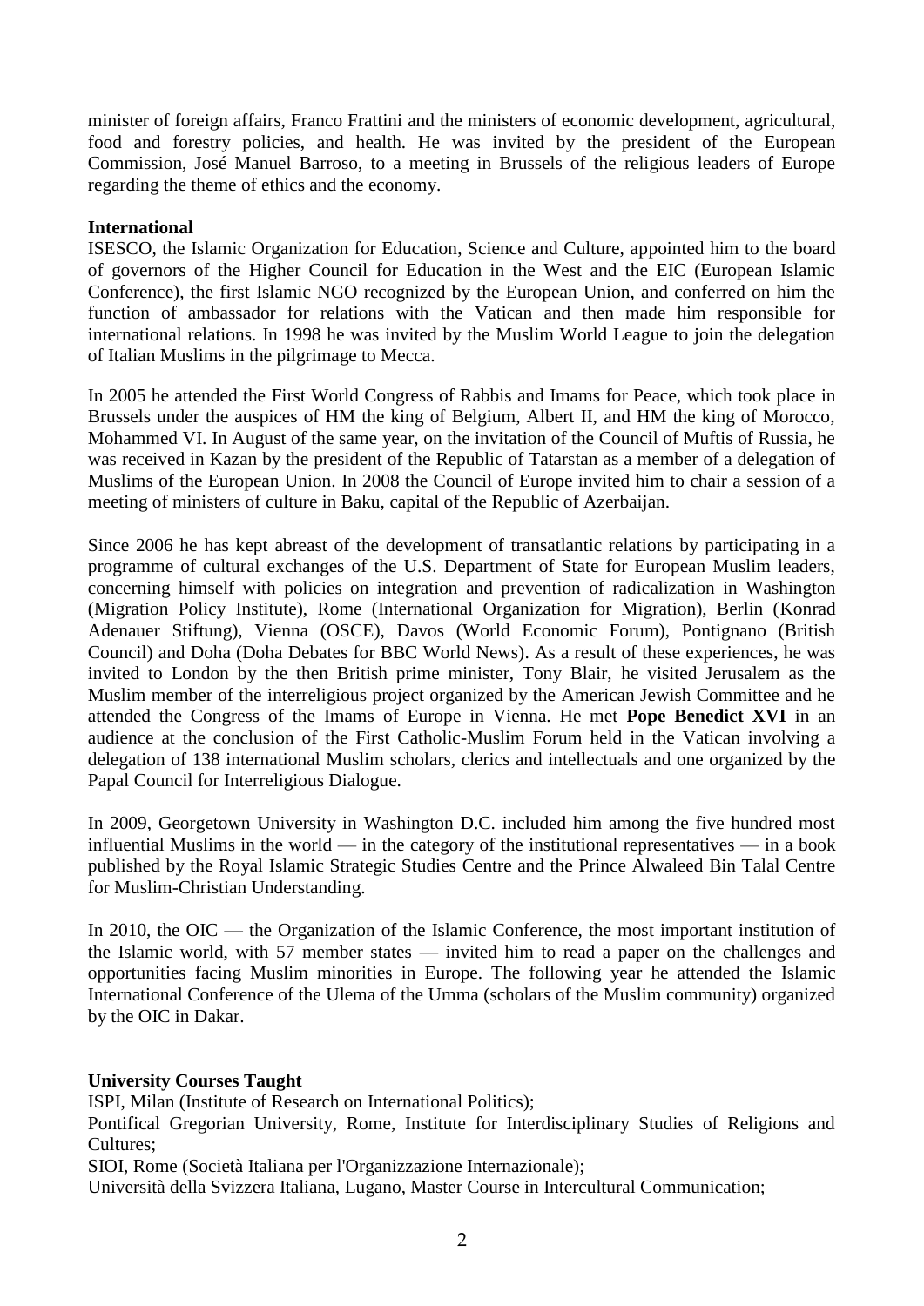minister of foreign affairs, Franco Frattini and the ministers of economic development, agricultural, food and forestry policies, and health. He was invited by the president of the European Commission, José Manuel Barroso, to a meeting in Brussels of the religious leaders of Europe regarding the theme of ethics and the economy.

**International**

ISESCO, the Islamic Organization for Education, Science and Culture, appointed him to the board of governors of the Higher Council for Education in the West and the EIC (European Islamic Conference), the first Islamic NGO recognized by the European Union, and conferred on him the function of ambassador for relations with the Vatican and then made him responsible for international relations. In 1998 he was invited by the Muslim World League to join the delegation of Italian Muslims in the pilgrimage to Mecca.

In 2005 he attended the First World Congress of Rabbis and Imams for Peace, which took place in Brussels under the auspices of HM the king of Belgium, Albert II, and HM the king of Morocco, Mohammed VI. In August of the same year, on the invitation of the Council of Muftis of Russia, he was received in Kazan by the president of the Republic of Tatarstan as a member of a delegation of Muslims of the European Union. In 2008 the Council of Europe invited him to chair a session of a meeting of ministers of culture in Baku, capital of the Republic of Azerbaijan.

Since 2006 he has kept abreast of the development of transatlantic relations by participating in a programme of cultural exchanges of the U.S. Department of State for European Muslim leaders, concerning himself with policies on integration and prevention of radicalization in Washington (Migration Policy Institute), Rome (International Organization for Migration), Berlin (Konrad Adenauer Stiftung), Vienna (OSCE), Davos (World Economic Forum), Pontignano (British Council) and Doha (Doha Debates for BBC World News). As a result of these experiences, he was invited to London by the then British prime minister, Tony Blair, he visited Jerusalem as the Muslim member of the interreligious project organized by the American Jewish Committee and he attended the Congress of the Imams of Europe in Vienna. He met **Pope Benedict XVI** in an audience at the conclusion of the First Catholic-Muslim Forum held in the Vatican involving a delegation of 138 international Muslim scholars, clerics and intellectuals and one organized by the Papal Council for Interreligious Dialogue.

In 2009, Georgetown University in Washington D.C. included him among the five hundred most influential Muslims in the world — in the category of the institutional representatives — in a book published by the Royal Islamic Strategic Studies Centre and the Prince Alwaleed Bin Talal Centre for Muslim-Christian Understanding.

In 2010, the OIC — the Organization of the Islamic Conference, the most important institution of the Islamic world, with 57 member states — invited him to read a paper on the challenges and opportunities facing Muslim minorities in Europe. The following year he attended the Islamic International Conference of the Ulema of the Umma (scholars of the Muslim community) organized by the OIC in Dakar.

**University Courses Taught**

ISPI, Milan (Institute of Research on International Politics);
Pontifical Gregorian University, Rome, Institute for Interdisciplinary Studies of Religions and Cultures;
SIOI, Rome (Società Italiana per l'Organizzazione Internazionale);
Università della Svizzera Italiana, Lugano, Master Course in Intercultural Communication;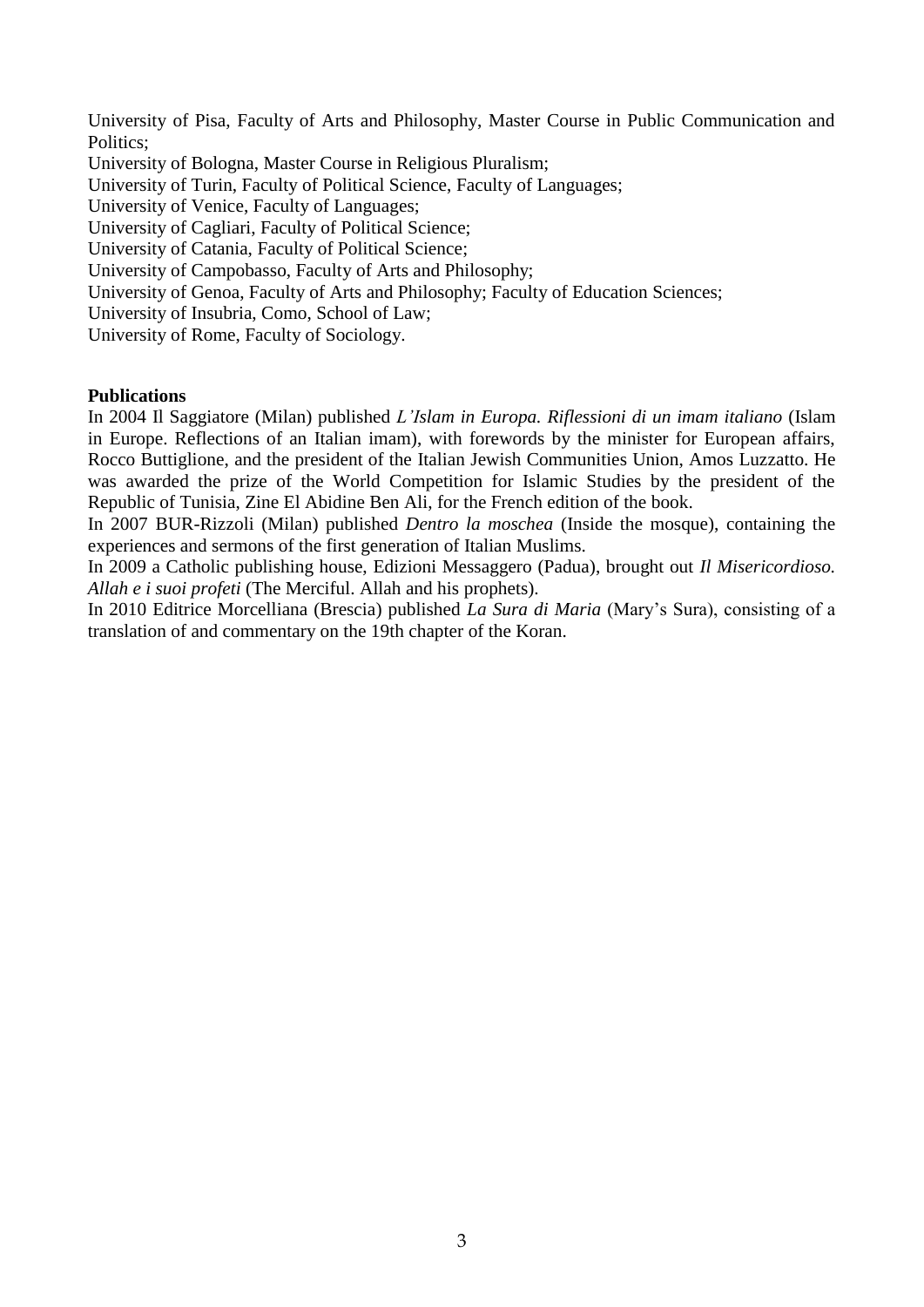University of Pisa, Faculty of Arts and Philosophy, Master Course in Public Communication and Politics;
University of Bologna, Master Course in Religious Pluralism;
University of Turin, Faculty of Political Science, Faculty of Languages;
University of Venice, Faculty of Languages;
University of Cagliari, Faculty of Political Science;
University of Catania, Faculty of Political Science;
University of Campobasso, Faculty of Arts and Philosophy;
University of Genoa, Faculty of Arts and Philosophy; Faculty of Education Sciences;
University of Insubria, Como, School of Law;
University of Rome, Faculty of Sociology.

**Publications**

In 2004 Il Saggiatore (Milan) published *L'Islam in Europa. Riflessioni di un imam italiano* (Islam in Europe. Reflections of an Italian imam), with forewords by the minister for European affairs, Rocco Buttiglione, and the president of the Italian Jewish Communities Union, Amos Luzzatto. He was awarded the prize of the World Competition for Islamic Studies by the president of the Republic of Tunisia, Zine El Abidine Ben Ali, for the French edition of the book.

In 2007 BUR-Rizzoli (Milan) published *Dentro la moschea* (Inside the mosque), containing the experiences and sermons of the first generation of Italian Muslims.

In 2009 a Catholic publishing house, Edizioni Messaggero (Padua), brought out *Il Misericordioso. Allah e i suoi profeti* (The Merciful. Allah and his prophets).

In 2010 Editrice Morcelliana (Brescia) published *La Sura di Maria* (Mary's Sura), consisting of a translation of and commentary on the 19th chapter of the Koran.